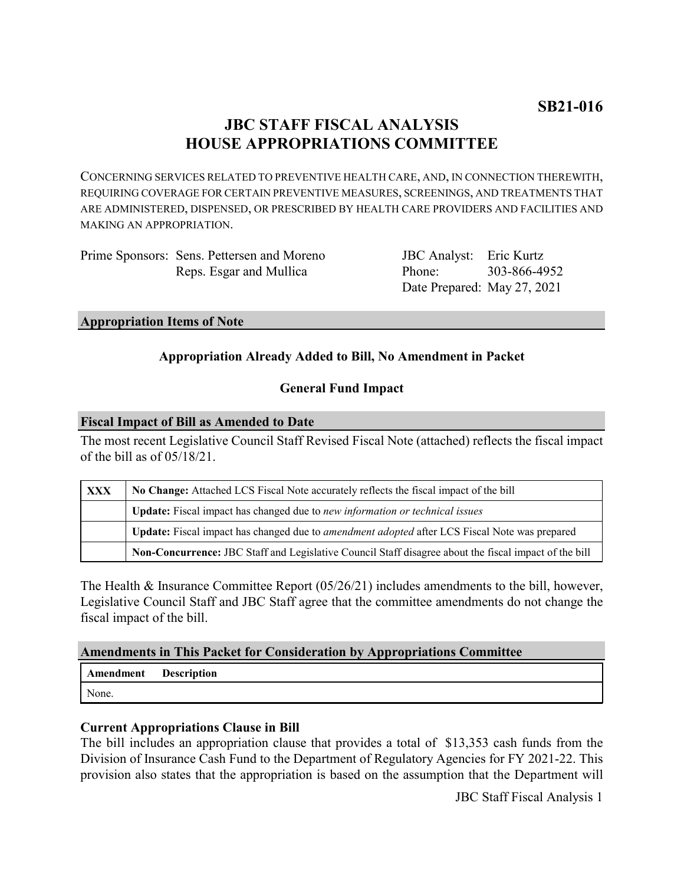**SB21-016**

# JBC STAFF FISCAL ANALYSIS
# HOUSE APPROPRIATIONS COMMITTEE

CONCERNING SERVICES RELATED TO PREVENTIVE HEALTH CARE, AND, IN CONNECTION THEREWITH, REQUIRING COVERAGE FOR CERTAIN PREVENTIVE MEASURES, SCREENINGS, AND TREATMENTS THAT ARE ADMINISTERED, DISPENSED, OR PRESCRIBED BY HEALTH CARE PROVIDERS AND FACILITIES AND MAKING AN APPROPRIATION.

Prime Sponsors: Sens. Pettersen and Moreno
Reps. Esgar and Mullica

JBC Analyst: Eric Kurtz
Phone: 303-866-4952
Date Prepared: May 27, 2021

## Appropriation Items of Note

**Appropriation Already Added to Bill, No Amendment in Packet**

**General Fund Impact**

## Fiscal Impact of Bill as Amended to Date

The most recent Legislative Council Staff Revised Fiscal Note (attached) reflects the fiscal impact of the bill as of 05/18/21.

| | |
|---|---|
| **XXX** | **No Change:** Attached LCS Fiscal Note accurately reflects the fiscal impact of the bill |
| | **Update:** Fiscal impact has changed due to *new information or technical issues* |
| | **Update:** Fiscal impact has changed due to *amendment adopted* after LCS Fiscal Note was prepared |
| | **Non-Concurrence:** JBC Staff and Legislative Council Staff disagree about the fiscal impact of the bill |

The Health & Insurance Committee Report (05/26/21) includes amendments to the bill, however, Legislative Council Staff and JBC Staff agree that the committee amendments do not change the fiscal impact of the bill.

## Amendments in This Packet for Consideration by Appropriations Committee

| Amendment | Description |
|---|---|
| None. | |

### Current Appropriations Clause in Bill

The bill includes an appropriation clause that provides a total of $13,353 cash funds from the Division of Insurance Cash Fund to the Department of Regulatory Agencies for FY 2021-22. This provision also states that the appropriation is based on the assumption that the Department will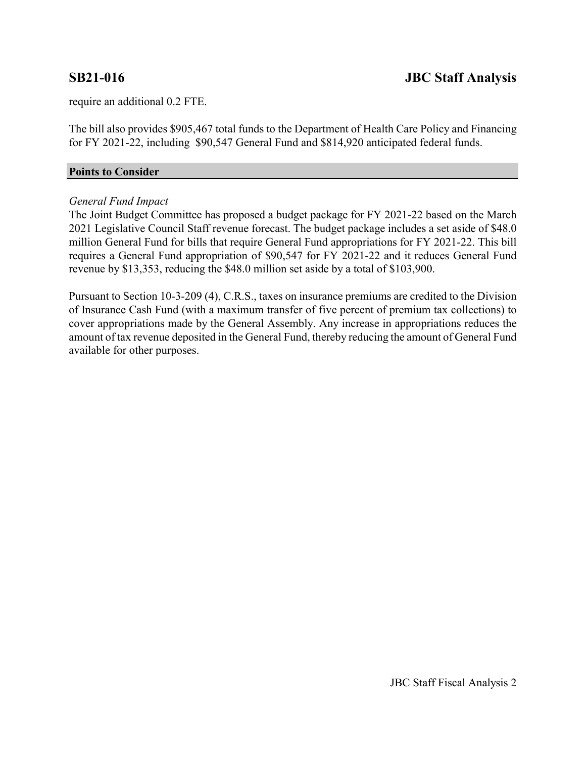require an additional 0.2 FTE.

The bill also provides $905,467 total funds to the Department of Health Care Policy and Financing for FY 2021-22, including $90,547 General Fund and $814,920 anticipated federal funds.

## Points to Consider

*General Fund Impact*

The Joint Budget Committee has proposed a budget package for FY 2021-22 based on the March 2021 Legislative Council Staff revenue forecast. The budget package includes a set aside of $48.0 million General Fund for bills that require General Fund appropriations for FY 2021-22. This bill requires a General Fund appropriation of $90,547 for FY 2021-22 and it reduces General Fund revenue by $13,353, reducing the $48.0 million set aside by a total of $103,900.

Pursuant to Section 10-3-209 (4), C.R.S., taxes on insurance premiums are credited to the Division of Insurance Cash Fund (with a maximum transfer of five percent of premium tax collections) to cover appropriations made by the General Assembly. Any increase in appropriations reduces the amount of tax revenue deposited in the General Fund, thereby reducing the amount of General Fund available for other purposes.